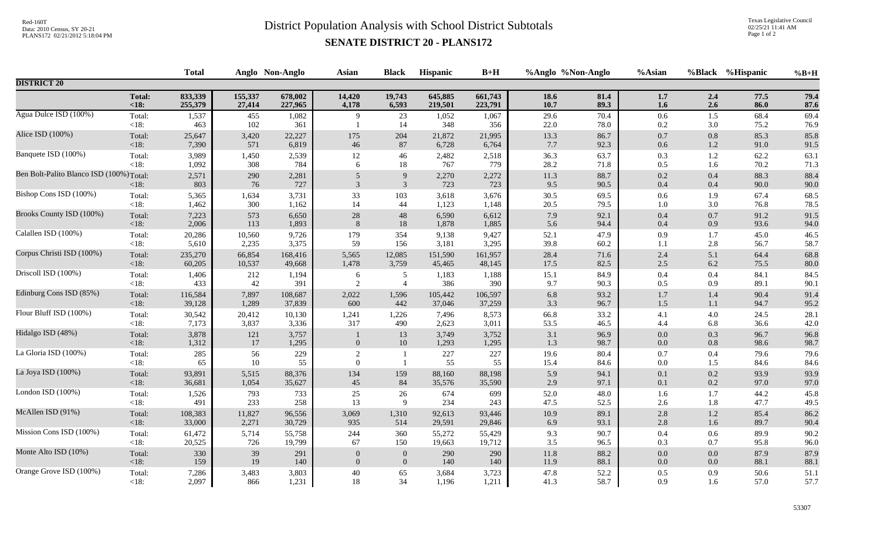# District Population Analysis with School District Subtotals

## SENATE DISTRICT 20 - PLANS172

Red-160T
Data: 2010 Census, SY 20-21
PLANS172 02/21/2012 5:18:04 PM

Texas Legislative Council
02/25/21 11:41 AM

| | | Total | Anglo | Non-Anglo | Asian | Black | Hispanic | B+H | %Anglo | %Non-Anglo | %Asian | %Black | %Hispanic | %B+H |
|---|---|---|---|---|---|---|---|---|---|---|---|---|---|---|
| **DISTRICT 20** | | | | | | | | | | | | | | |
| | **Total:** | **833,339** | **155,337** | **678,002** | **14,420** | **19,743** | **645,885** | **661,743** | **18.6** | **81.4** | **1.7** | **2.4** | **77.5** | **79.4** |
| | **<18:** | **255,379** | **27,414** | **227,965** | **4,178** | **6,593** | **219,501** | **223,791** | **10.7** | **89.3** | **1.6** | **2.6** | **86.0** | **87.6** |
| Agua Dulce ISD (100%) | Total: | 1,537 | 455 | 1,082 | 9 | 23 | 1,052 | 1,067 | 29.6 | 70.4 | 0.6 | 1.5 | 68.4 | 69.4 |
| | <18: | 463 | 102 | 361 | 1 | 14 | 348 | 356 | 22.0 | 78.0 | 0.2 | 3.0 | 75.2 | 76.9 |
| Alice ISD (100%) | Total: | 25,647 | 3,420 | 22,227 | 175 | 204 | 21,872 | 21,995 | 13.3 | 86.7 | 0.7 | 0.8 | 85.3 | 85.8 |
| | <18: | 7,390 | 571 | 6,819 | 46 | 87 | 6,728 | 6,764 | 7.7 | 92.3 | 0.6 | 1.2 | 91.0 | 91.5 |
| Banquete ISD (100%) | Total: | 3,989 | 1,450 | 2,539 | 12 | 46 | 2,482 | 2,518 | 36.3 | 63.7 | 0.3 | 1.2 | 62.2 | 63.1 |
| | <18: | 1,092 | 308 | 784 | 6 | 18 | 767 | 779 | 28.2 | 71.8 | 0.5 | 1.6 | 70.2 | 71.3 |
| Ben Bolt-Palito Blanco ISD (100%) | Total: | 2,571 | 290 | 2,281 | 5 | 9 | 2,270 | 2,272 | 11.3 | 88.7 | 0.2 | 0.4 | 88.3 | 88.4 |
| | <18: | 803 | 76 | 727 | 3 | 3 | 723 | 723 | 9.5 | 90.5 | 0.4 | 0.4 | 90.0 | 90.0 |
| Bishop Cons ISD (100%) | Total: | 5,365 | 1,634 | 3,731 | 33 | 103 | 3,618 | 3,676 | 30.5 | 69.5 | 0.6 | 1.9 | 67.4 | 68.5 |
| | <18: | 1,462 | 300 | 1,162 | 14 | 44 | 1,123 | 1,148 | 20.5 | 79.5 | 1.0 | 3.0 | 76.8 | 78.5 |
| Brooks County ISD (100%) | Total: | 7,223 | 573 | 6,650 | 28 | 48 | 6,590 | 6,612 | 7.9 | 92.1 | 0.4 | 0.7 | 91.2 | 91.5 |
| | <18: | 2,006 | 113 | 1,893 | 8 | 18 | 1,878 | 1,885 | 5.6 | 94.4 | 0.4 | 0.9 | 93.6 | 94.0 |
| Calallen ISD (100%) | Total: | 20,286 | 10,560 | 9,726 | 179 | 354 | 9,138 | 9,427 | 52.1 | 47.9 | 0.9 | 1.7 | 45.0 | 46.5 |
| | <18: | 5,610 | 2,235 | 3,375 | 59 | 156 | 3,181 | 3,295 | 39.8 | 60.2 | 1.1 | 2.8 | 56.7 | 58.7 |
| Corpus Christi ISD (100%) | Total: | 235,270 | 66,854 | 168,416 | 5,565 | 12,085 | 151,590 | 161,957 | 28.4 | 71.6 | 2.4 | 5.1 | 64.4 | 68.8 |
| | <18: | 60,205 | 10,537 | 49,668 | 1,478 | 3,759 | 45,465 | 48,145 | 17.5 | 82.5 | 2.5 | 6.2 | 75.5 | 80.0 |
| Driscoll ISD (100%) | Total: | 1,406 | 212 | 1,194 | 6 | 5 | 1,183 | 1,188 | 15.1 | 84.9 | 0.4 | 0.4 | 84.1 | 84.5 |
| | <18: | 433 | 42 | 391 | 2 | 4 | 386 | 390 | 9.7 | 90.3 | 0.5 | 0.9 | 89.1 | 90.1 |
| Edinburg Cons ISD (85%) | Total: | 116,584 | 7,897 | 108,687 | 2,022 | 1,596 | 105,442 | 106,597 | 6.8 | 93.2 | 1.7 | 1.4 | 90.4 | 91.4 |
| | <18: | 39,128 | 1,289 | 37,839 | 600 | 442 | 37,046 | 37,259 | 3.3 | 96.7 | 1.5 | 1.1 | 94.7 | 95.2 |
| Flour Bluff ISD (100%) | Total: | 30,542 | 20,412 | 10,130 | 1,241 | 1,226 | 7,496 | 8,573 | 66.8 | 33.2 | 4.1 | 4.0 | 24.5 | 28.1 |
| | <18: | 7,173 | 3,837 | 3,336 | 317 | 490 | 2,623 | 3,011 | 53.5 | 46.5 | 4.4 | 6.8 | 36.6 | 42.0 |
| Hidalgo ISD (48%) | Total: | 3,878 | 121 | 3,757 | 1 | 13 | 3,749 | 3,752 | 3.1 | 96.9 | 0.0 | 0.3 | 96.7 | 96.8 |
| | <18: | 1,312 | 17 | 1,295 | 0 | 10 | 1,293 | 1,295 | 1.3 | 98.7 | 0.0 | 0.8 | 98.6 | 98.7 |
| La Gloria ISD (100%) | Total: | 285 | 56 | 229 | 2 | 1 | 227 | 227 | 19.6 | 80.4 | 0.7 | 0.4 | 79.6 | 79.6 |
| | <18: | 65 | 10 | 55 | 0 | 1 | 55 | 55 | 15.4 | 84.6 | 0.0 | 1.5 | 84.6 | 84.6 |
| La Joya ISD (100%) | Total: | 93,891 | 5,515 | 88,376 | 134 | 159 | 88,160 | 88,198 | 5.9 | 94.1 | 0.1 | 0.2 | 93.9 | 93.9 |
| | <18: | 36,681 | 1,054 | 35,627 | 45 | 84 | 35,576 | 35,590 | 2.9 | 97.1 | 0.1 | 0.2 | 97.0 | 97.0 |
| London ISD (100%) | Total: | 1,526 | 793 | 733 | 25 | 26 | 674 | 699 | 52.0 | 48.0 | 1.6 | 1.7 | 44.2 | 45.8 |
| | <18: | 491 | 233 | 258 | 13 | 9 | 234 | 243 | 47.5 | 52.5 | 2.6 | 1.8 | 47.7 | 49.5 |
| McAllen ISD (91%) | Total: | 108,383 | 11,827 | 96,556 | 3,069 | 1,310 | 92,613 | 93,446 | 10.9 | 89.1 | 2.8 | 1.2 | 85.4 | 86.2 |
| | <18: | 33,000 | 2,271 | 30,729 | 935 | 514 | 29,591 | 29,846 | 6.9 | 93.1 | 2.8 | 1.6 | 89.7 | 90.4 |
| Mission Cons ISD (100%) | Total: | 61,472 | 5,714 | 55,758 | 244 | 360 | 55,272 | 55,429 | 9.3 | 90.7 | 0.4 | 0.6 | 89.9 | 90.2 |
| | <18: | 20,525 | 726 | 19,799 | 67 | 150 | 19,663 | 19,712 | 3.5 | 96.5 | 0.3 | 0.7 | 95.8 | 96.0 |
| Monte Alto ISD (10%) | Total: | 330 | 39 | 291 | 0 | 0 | 290 | 290 | 11.8 | 88.2 | 0.0 | 0.0 | 87.9 | 87.9 |
| | <18: | 159 | 19 | 140 | 0 | 0 | 140 | 140 | 11.9 | 88.1 | 0.0 | 0.0 | 88.1 | 88.1 |
| Orange Grove ISD (100%) | Total: | 7,286 | 3,483 | 3,803 | 40 | 65 | 3,684 | 3,723 | 47.8 | 52.2 | 0.5 | 0.9 | 50.6 | 51.1 |
| | <18: | 2,097 | 866 | 1,231 | 18 | 34 | 1,196 | 1,211 | 41.3 | 58.7 | 0.9 | 1.6 | 57.0 | 57.7 |

53307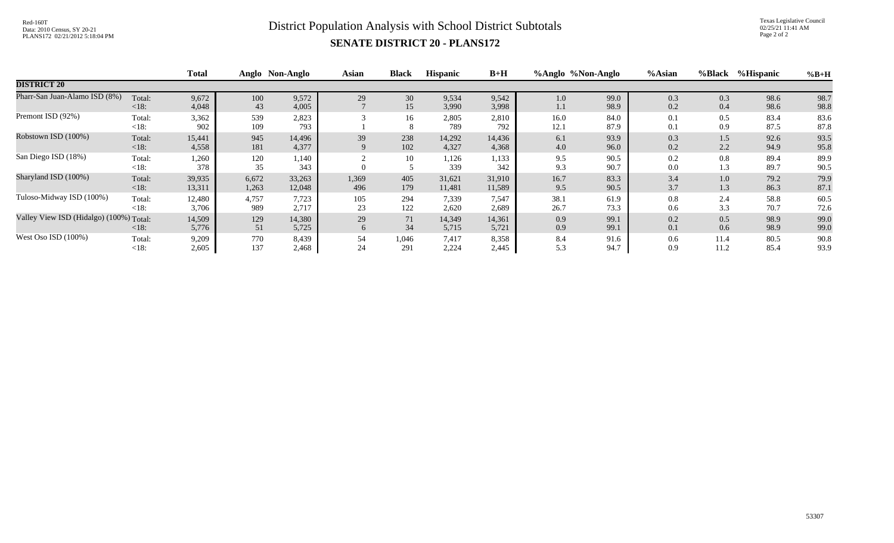# District Population Analysis with School District Subtotals

## SENATE DISTRICT 20 - PLANS172

Red-160T
Data: 2010 Census, SY 20-21
PLANS172 02/21/2012 5:18:04 PM

Texas Legislative Council
02/25/21 11:41 AM

| | | Total | Anglo | Non-Anglo | Asian | Black | Hispanic | B+H | %Anglo | %Non-Anglo | %Asian | %Black | %Hispanic | %B+H |
|---|---|---|---|---|---|---|---|---|---|---|---|---|---|---|
| **DISTRICT 20** | | | | | | | | | | | | | | |
| Pharr-San Juan-Alamo ISD (8%) | Total: | 9,672 | 100 | 9,572 | 29 | 30 | 9,534 | 9,542 | 1.0 | 99.0 | 0.3 | 0.3 | 98.6 | 98.7 |
| | <18: | 4,048 | 43 | 4,005 | 7 | 15 | 3,990 | 3,998 | 1.1 | 98.9 | 0.2 | 0.4 | 98.6 | 98.8 |
| Premont ISD (92%) | Total: | 3,362 | 539 | 2,823 | 3 | 16 | 2,805 | 2,810 | 16.0 | 84.0 | 0.1 | 0.5 | 83.4 | 83.6 |
| | <18: | 902 | 109 | 793 | 1 | 8 | 789 | 792 | 12.1 | 87.9 | 0.1 | 0.9 | 87.5 | 87.8 |
| Robstown ISD (100%) | Total: | 15,441 | 945 | 14,496 | 39 | 238 | 14,292 | 14,436 | 6.1 | 93.9 | 0.3 | 1.5 | 92.6 | 93.5 |
| | <18: | 4,558 | 181 | 4,377 | 9 | 102 | 4,327 | 4,368 | 4.0 | 96.0 | 0.2 | 2.2 | 94.9 | 95.8 |
| San Diego ISD (18%) | Total: | 1,260 | 120 | 1,140 | 2 | 10 | 1,126 | 1,133 | 9.5 | 90.5 | 0.2 | 0.8 | 89.4 | 89.9 |
| | <18: | 378 | 35 | 343 | 0 | 5 | 339 | 342 | 9.3 | 90.7 | 0.0 | 1.3 | 89.7 | 90.5 |
| Sharyland ISD (100%) | Total: | 39,935 | 6,672 | 33,263 | 1,369 | 405 | 31,621 | 31,910 | 16.7 | 83.3 | 3.4 | 1.0 | 79.2 | 79.9 |
| | <18: | 13,311 | 1,263 | 12,048 | 496 | 179 | 11,481 | 11,589 | 9.5 | 90.5 | 3.7 | 1.3 | 86.3 | 87.1 |
| Tuloso-Midway ISD (100%) | Total: | 12,480 | 4,757 | 7,723 | 105 | 294 | 7,339 | 7,547 | 38.1 | 61.9 | 0.8 | 2.4 | 58.8 | 60.5 |
| | <18: | 3,706 | 989 | 2,717 | 23 | 122 | 2,620 | 2,689 | 26.7 | 73.3 | 0.6 | 3.3 | 70.7 | 72.6 |
| Valley View ISD (Hidalgo) (100%) | Total: | 14,509 | 129 | 14,380 | 29 | 71 | 14,349 | 14,361 | 0.9 | 99.1 | 0.2 | 0.5 | 98.9 | 99.0 |
| | <18: | 5,776 | 51 | 5,725 | 6 | 34 | 5,715 | 5,721 | 0.9 | 99.1 | 0.1 | 0.6 | 98.9 | 99.0 |
| West Oso ISD (100%) | Total: | 9,209 | 770 | 8,439 | 54 | 1,046 | 7,417 | 8,358 | 8.4 | 91.6 | 0.6 | 11.4 | 80.5 | 90.8 |
| | <18: | 2,605 | 137 | 2,468 | 24 | 291 | 2,224 | 2,445 | 5.3 | 94.7 | 0.9 | 11.2 | 85.4 | 93.9 |

53307